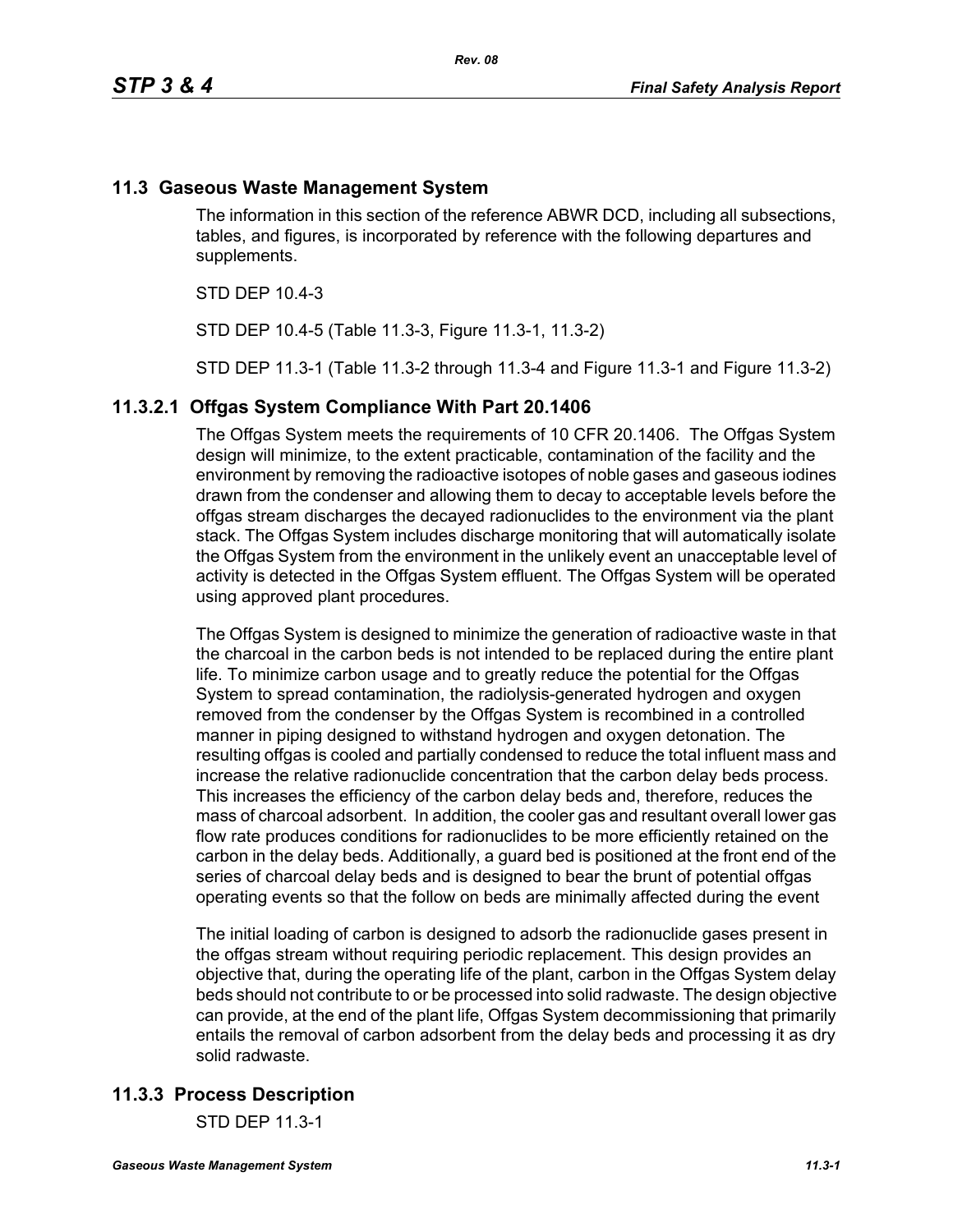## 11.3 Gaseous Waste Management System

The information in this section of the reference ABWR DCD, including all subsections, tables, and figures, is incorporated by reference with the following departures and supplements.

STD DEP 10.4-3

STD DEP 10.4-5 (Table 11.3-3, Figure 11.3-1, 11.3-2)

STD DEP 11.3-1 (Table 11.3-2 through 11.3-4 and Figure 11.3-1 and Figure 11.3-2)

### 11.3.2.1 Offgas System Compliance With Part 20.1406

The Offgas System meets the requirements of 10 CFR 20.1406. The Offgas System design will minimize, to the extent practicable, contamination of the facility and the environment by removing the radioactive isotopes of noble gases and gaseous iodines drawn from the condenser and allowing them to decay to acceptable levels before the offgas stream discharges the decayed radionuclides to the environment via the plant stack. The Offgas System includes discharge monitoring that will automatically isolate the Offgas System from the environment in the unlikely event an unacceptable level of activity is detected in the Offgas System effluent. The Offgas System will be operated using approved plant procedures.

The Offgas System is designed to minimize the generation of radioactive waste in that the charcoal in the carbon beds is not intended to be replaced during the entire plant life. To minimize carbon usage and to greatly reduce the potential for the Offgas System to spread contamination, the radiolysis-generated hydrogen and oxygen removed from the condenser by the Offgas System is recombined in a controlled manner in piping designed to withstand hydrogen and oxygen detonation. The resulting offgas is cooled and partially condensed to reduce the total influent mass and increase the relative radionuclide concentration that the carbon delay beds process. This increases the efficiency of the carbon delay beds and, therefore, reduces the mass of charcoal adsorbent. In addition, the cooler gas and resultant overall lower gas flow rate produces conditions for radionuclides to be more efficiently retained on the carbon in the delay beds. Additionally, a guard bed is positioned at the front end of the series of charcoal delay beds and is designed to bear the brunt of potential offgas operating events so that the follow on beds are minimally affected during the event

The initial loading of carbon is designed to adsorb the radionuclide gases present in the offgas stream without requiring periodic replacement. This design provides an objective that, during the operating life of the plant, carbon in the Offgas System delay beds should not contribute to or be processed into solid radwaste. The design objective can provide, at the end of the plant life, Offgas System decommissioning that primarily entails the removal of carbon adsorbent from the delay beds and processing it as dry solid radwaste.

## 11.3.3 Process Description

STD DEP 11.3-1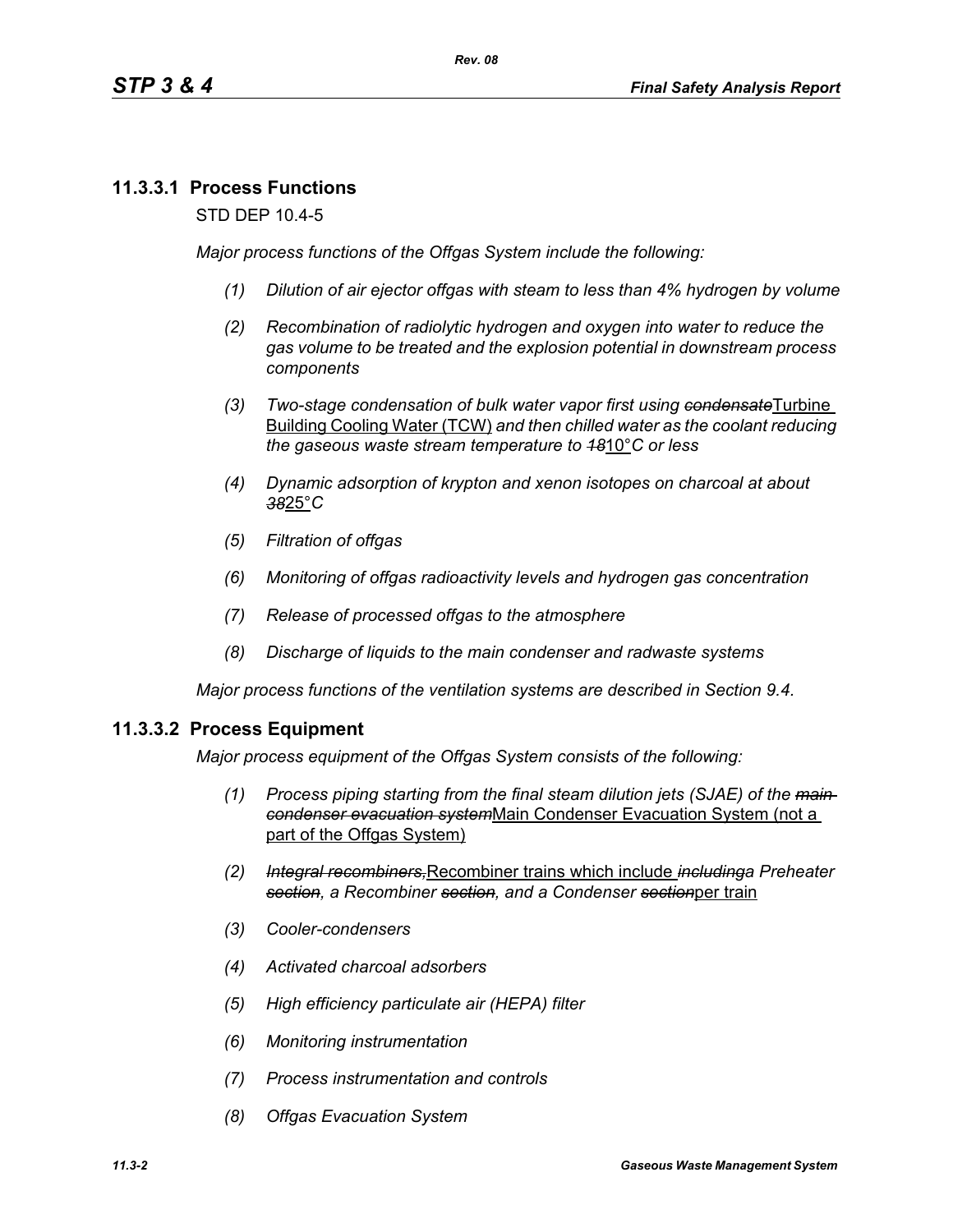## 11.3.3.1 Process Functions

STD DEP 10.4-5

*Major process functions of the Offgas System include the following:*

1. *Dilution of air ejector offgas with steam to less than 4% hydrogen by volume*
2. *Recombination of radiolytic hydrogen and oxygen into water to reduce the gas volume to be treated and the explosion potential in downstream process components*
3. *Two-stage condensation of bulk water vapor first using ~~condensate~~*Turbine Building Cooling Water (TCW) *and then chilled water as the coolant reducing the gaseous waste stream temperature to ~~18~~*10°*C or less*
4. *Dynamic adsorption of krypton and xenon isotopes on charcoal at about ~~38~~*25°*C*
5. *Filtration of offgas*
6. *Monitoring of offgas radioactivity levels and hydrogen gas concentration*
7. *Release of processed offgas to the atmosphere*
8. *Discharge of liquids to the main condenser and radwaste systems*

*Major process functions of the ventilation systems are described in Section 9.4.*

## 11.3.3.2 Process Equipment

*Major process equipment of the Offgas System consists of the following:*

1. *Process piping starting from the final steam dilution jets (SJAE) of the ~~main condenser evacuation system~~*Main Condenser Evacuation System (not a part of the Offgas System)
2. *~~Integral recombiners,~~*Recombiner trains which include *~~including~~a Preheater ~~section~~, a Recombiner ~~section~~, and a Condenser ~~section~~*per train
3. *Cooler-condensers*
4. *Activated charcoal adsorbers*
5. *High efficiency particulate air (HEPA) filter*
6. *Monitoring instrumentation*
7. *Process instrumentation and controls*
8. *Offgas Evacuation System*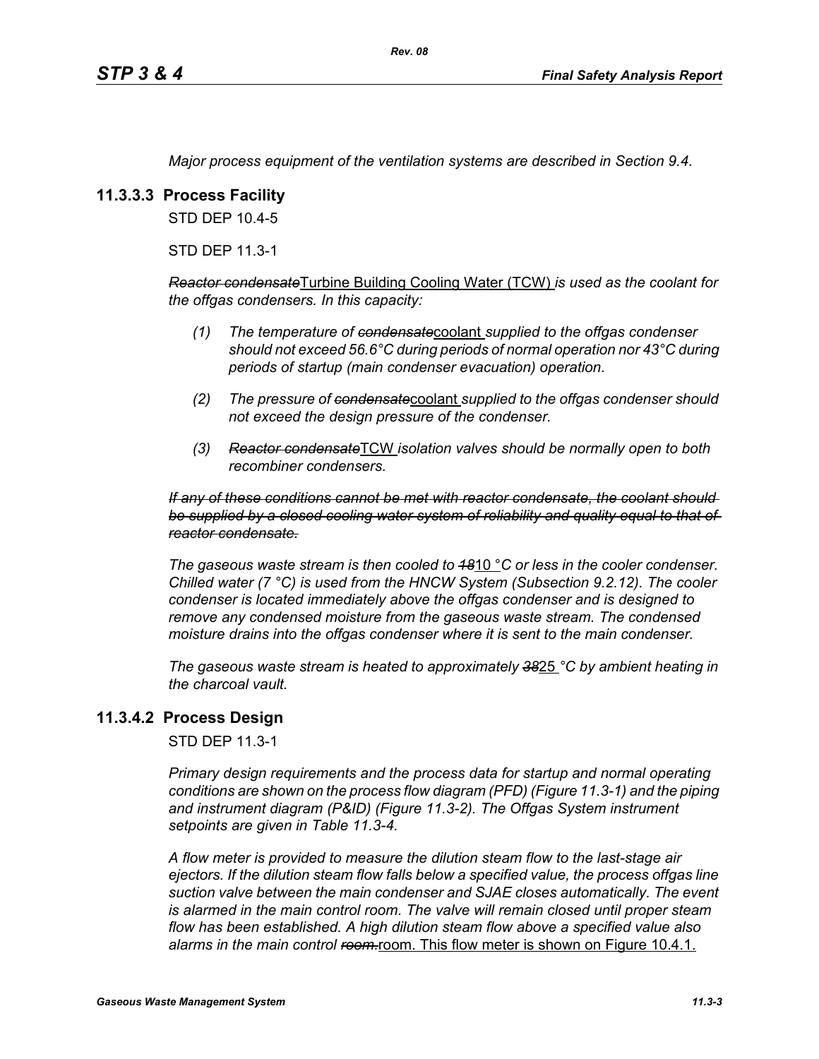*Major process equipment of the ventilation systems are described in Section 9.4.*

### 11.3.3.3 Process Facility

STD DEP 10.4-5

STD DEP 11.3-1

~~*Reactor condensate*~~Turbine Building Cooling Water (TCW) *is used as the coolant for the offgas condensers. In this capacity:*

1. *The temperature of* ~~*condensate*~~coolant *supplied to the offgas condenser should not exceed 56.6°C during periods of normal operation nor 43°C during periods of startup (main condenser evacuation) operation.*
2. *The pressure of* ~~*condensate*~~coolant *supplied to the offgas condenser should not exceed the design pressure of the condenser.*
3. ~~*Reactor condensate*~~TCW *isolation valves should be normally open to both recombiner condensers.*

~~*If any of these conditions cannot be met with reactor condensate, the coolant should be supplied by a closed cooling water system of reliability and quality equal to that of reactor condensate.*~~

*The gaseous waste stream is then cooled to* ~~*18*~~10 *°C or less in the cooler condenser. Chilled water (7 °C) is used from the HNCW System (Subsection 9.2.12). The cooler condenser is located immediately above the offgas condenser and is designed to remove any condensed moisture from the gaseous waste stream. The condensed moisture drains into the offgas condenser where it is sent to the main condenser.*

*The gaseous waste stream is heated to approximately* ~~*38*~~25 *°C by ambient heating in the charcoal vault.*

### 11.3.4.2 Process Design

STD DEP 11.3-1

*Primary design requirements and the process data for startup and normal operating conditions are shown on the process flow diagram (PFD) (Figure 11.3-1) and the piping and instrument diagram (P&ID) (Figure 11.3-2). The Offgas System instrument setpoints are given in Table 11.3-4.*

*A flow meter is provided to measure the dilution steam flow to the last-stage air ejectors. If the dilution steam flow falls below a specified value, the process offgas line suction valve between the main condenser and SJAE closes automatically. The event is alarmed in the main control room. The valve will remain closed until proper steam flow has been established. A high dilution steam flow above a specified value also alarms in the main control* ~~*room.*~~room. This flow meter is shown on Figure 10.4.1.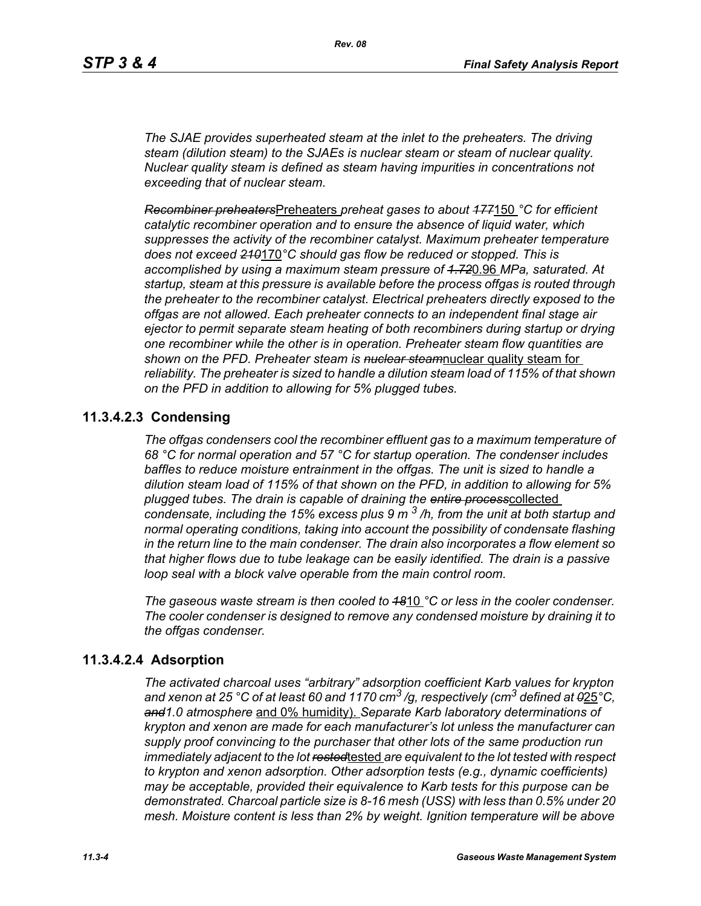*The SJAE provides superheated steam at the inlet to the preheaters. The driving steam (dilution steam) to the SJAEs is nuclear steam or steam of nuclear quality. Nuclear quality steam is defined as steam having impurities in concentrations not exceeding that of nuclear steam.*

~~*Recombiner preheaters*~~Preheaters *preheat gases to about* ~~*177*~~150 *°C for efficient catalytic recombiner operation and to ensure the absence of liquid water, which suppresses the activity of the recombiner catalyst. Maximum preheater temperature does not exceed* ~~*210*~~170*°C should gas flow be reduced or stopped. This is accomplished by using a maximum steam pressure of* ~~*1.72*~~0.96 *MPa, saturated. At startup, steam at this pressure is available before the process offgas is routed through the preheater to the recombiner catalyst. Electrical preheaters directly exposed to the offgas are not allowed. Each preheater connects to an independent final stage air ejector to permit separate steam heating of both recombiners during startup or drying one recombiner while the other is in operation. Preheater steam flow quantities are shown on the PFD. Preheater steam is* ~~*nuclear steam*~~nuclear quality steam for *reliability. The preheater is sized to handle a dilution steam load of 115% of that shown on the PFD in addition to allowing for 5% plugged tubes.*

## 11.3.4.2.3 Condensing

*The offgas condensers cool the recombiner effluent gas to a maximum temperature of 68 °C for normal operation and 57 °C for startup operation. The condenser includes baffles to reduce moisture entrainment in the offgas. The unit is sized to handle a dilution steam load of 115% of that shown on the PFD, in addition to allowing for 5% plugged tubes. The drain is capable of draining the* ~~*entire process*~~collected *condensate, including the 15% excess plus 9 $m^3$/h, from the unit at both startup and normal operating conditions, taking into account the possibility of condensate flashing in the return line to the main condenser. The drain also incorporates a flow element so that higher flows due to tube leakage can be easily identified. The drain is a passive loop seal with a block valve operable from the main control room.*

*The gaseous waste stream is then cooled to* ~~*18*~~10 *°C or less in the cooler condenser. The cooler condenser is designed to remove any condensed moisture by draining it to the offgas condenser.*

## 11.3.4.2.4 Adsorption

*The activated charcoal uses "arbitrary" adsorption coefficient Karb values for krypton and xenon at 25 °C of at least 60 and 1170 $cm^3$/g, respectively ($cm^3$ defined at* ~~*0*~~25*°C,* ~~*and*~~*1.0 atmosphere* and 0% humidity). *Separate Karb laboratory determinations of krypton and xenon are made for each manufacturer's lot unless the manufacturer can supply proof convincing to the purchaser that other lots of the same production run immediately adjacent to the lot* ~~*rested*~~tested *are equivalent to the lot tested with respect to krypton and xenon adsorption. Other adsorption tests (e.g., dynamic coefficients) may be acceptable, provided their equivalence to Karb tests for this purpose can be demonstrated. Charcoal particle size is 8-16 mesh (USS) with less than 0.5% under 20 mesh. Moisture content is less than 2% by weight. Ignition temperature will be above*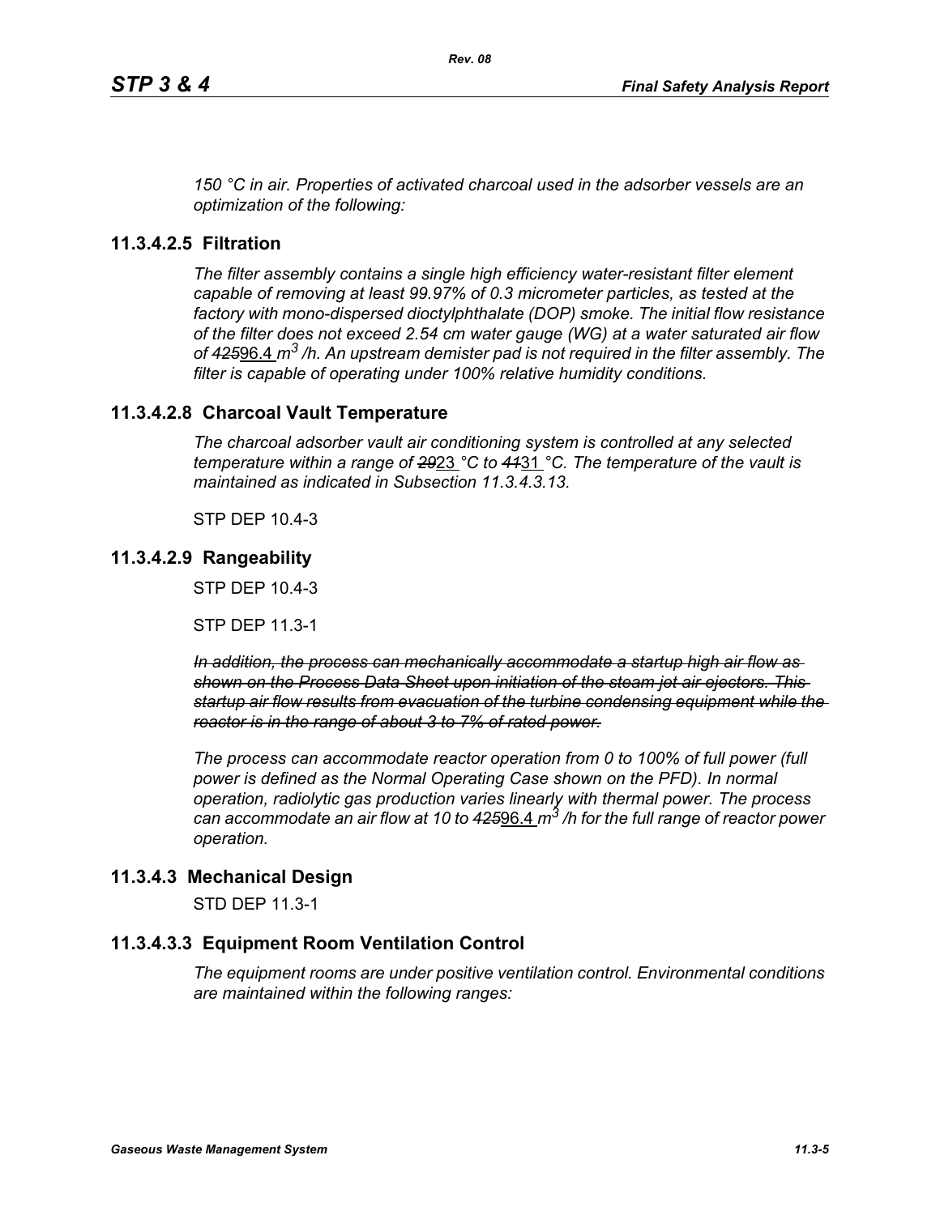*150 °C in air. Properties of activated charcoal used in the adsorber vessels are an optimization of the following:*

## 11.3.4.2.5 Filtration

*The filter assembly contains a single high efficiency water-resistant filter element capable of removing at least 99.97% of 0.3 micrometer particles, as tested at the factory with mono-dispersed dioctylphthalate (DOP) smoke. The initial flow resistance of the filter does not exceed 2.54 cm water gauge (WG) at a water saturated air flow of ~~425~~*96.4 *$m^3$ /h. An upstream demister pad is not required in the filter assembly. The filter is capable of operating under 100% relative humidity conditions.*

## 11.3.4.2.8 Charcoal Vault Temperature

*The charcoal adsorber vault air conditioning system is controlled at any selected temperature within a range of ~~29~~*23 *°C to ~~41~~*31 *°C. The temperature of the vault is maintained as indicated in Subsection 11.3.4.3.13.*

STP DEP 10.4-3

## 11.3.4.2.9 Rangeability

STP DEP 10.4-3

STP DEP 11.3-1

*~~In addition, the process can mechanically accommodate a startup high air flow as shown on the Process Data Sheet upon initiation of the steam jet air ejectors. This startup air flow results from evacuation of the turbine condensing equipment while the reactor is in the range of about 3 to 7% of rated power.~~*

*The process can accommodate reactor operation from 0 to 100% of full power (full power is defined as the Normal Operating Case shown on the PFD). In normal operation, radiolytic gas production varies linearly with thermal power. The process can accommodate an air flow at 10 to ~~425~~*96.4 *$m^3$ /h for the full range of reactor power operation.*

## 11.3.4.3 Mechanical Design

STD DEP 11.3-1

## 11.3.4.3.3 Equipment Room Ventilation Control

*The equipment rooms are under positive ventilation control. Environmental conditions are maintained within the following ranges:*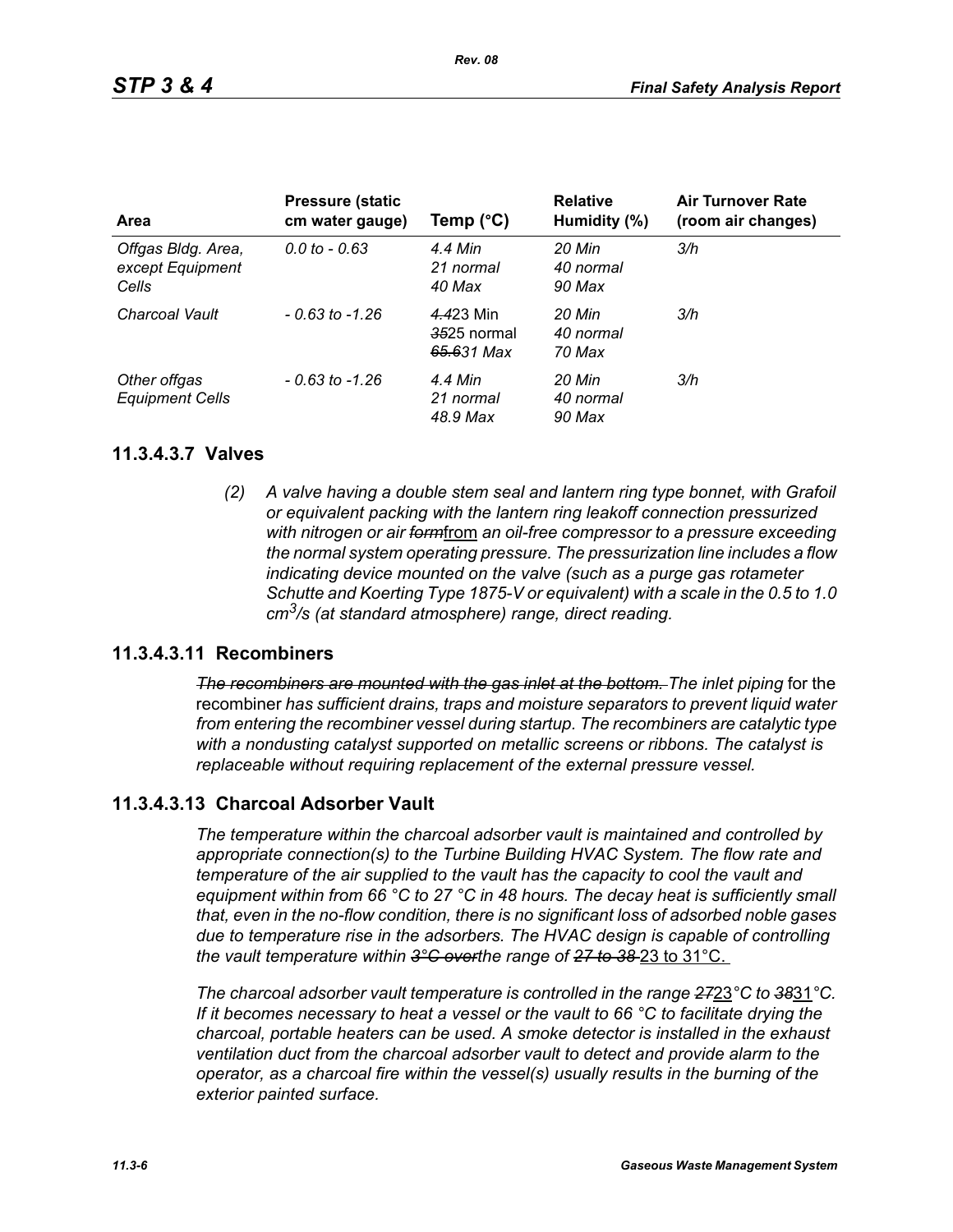| Area | Pressure (static cm water gauge) | Temp (°C) | Relative Humidity (%) | Air Turnover Rate (room air changes) |
|---|---|---|---|---|
| *Offgas Bldg. Area, except Equipment Cells* | *0.0 to - 0.63* | *4.4 Min 21 normal 40 Max* | *20 Min 40 normal 90 Max* | *3/h* |
| *Charcoal Vault* | *- 0.63 to -1.26* | ~~*4.4*~~23 Min ~~*35*~~25 normal ~~*65.6*~~*31 Max* | *20 Min 40 normal 70 Max* | *3/h* |
| *Other offgas Equipment Cells* | *- 0.63 to -1.26* | *4.4 Min 21 normal 48.9 Max* | *20 Min 40 normal 90 Max* | *3/h* |

## 11.3.4.3.7 Valves

*(2) A valve having a double stem seal and lantern ring type bonnet, with Grafoil or equivalent packing with the lantern ring leakoff connection pressurized with nitrogen or air* ~~*form*~~from *an oil-free compressor to a pressure exceeding the normal system operating pressure. The pressurization line includes a flow indicating device mounted on the valve (such as a purge gas rotameter Schutte and Koerting Type 1875-V or equivalent) with a scale in the 0.5 to 1.0 $cm^3/s$ (at standard atmosphere) range, direct reading.*

## 11.3.4.3.11 Recombiners

~~*The recombiners are mounted with the gas inlet at the bottom.*~~ *The inlet piping* for the recombiner *has sufficient drains, traps and moisture separators to prevent liquid water from entering the recombiner vessel during startup. The recombiners are catalytic type with a nondusting catalyst supported on metallic screens or ribbons. The catalyst is replaceable without requiring replacement of the external pressure vessel.*

## 11.3.4.3.13 Charcoal Adsorber Vault

*The temperature within the charcoal adsorber vault is maintained and controlled by appropriate connection(s) to the Turbine Building HVAC System. The flow rate and temperature of the air supplied to the vault has the capacity to cool the vault and equipment within from 66 °C to 27 °C in 48 hours. The decay heat is sufficiently small that, even in the no-flow condition, there is no significant loss of adsorbed noble gases due to temperature rise in the adsorbers. The HVAC design is capable of controlling the vault temperature within* ~~*3°C over*~~*the range of* ~~*27 to 38*~~ 23 to 31°C.

*The charcoal adsorber vault temperature is controlled in the range* ~~*27*~~23*°C to* ~~*38*~~31*°C. If it becomes necessary to heat a vessel or the vault to 66 °C to facilitate drying the charcoal, portable heaters can be used. A smoke detector is installed in the exhaust ventilation duct from the charcoal adsorber vault to detect and provide alarm to the operator, as a charcoal fire within the vessel(s) usually results in the burning of the exterior painted surface.*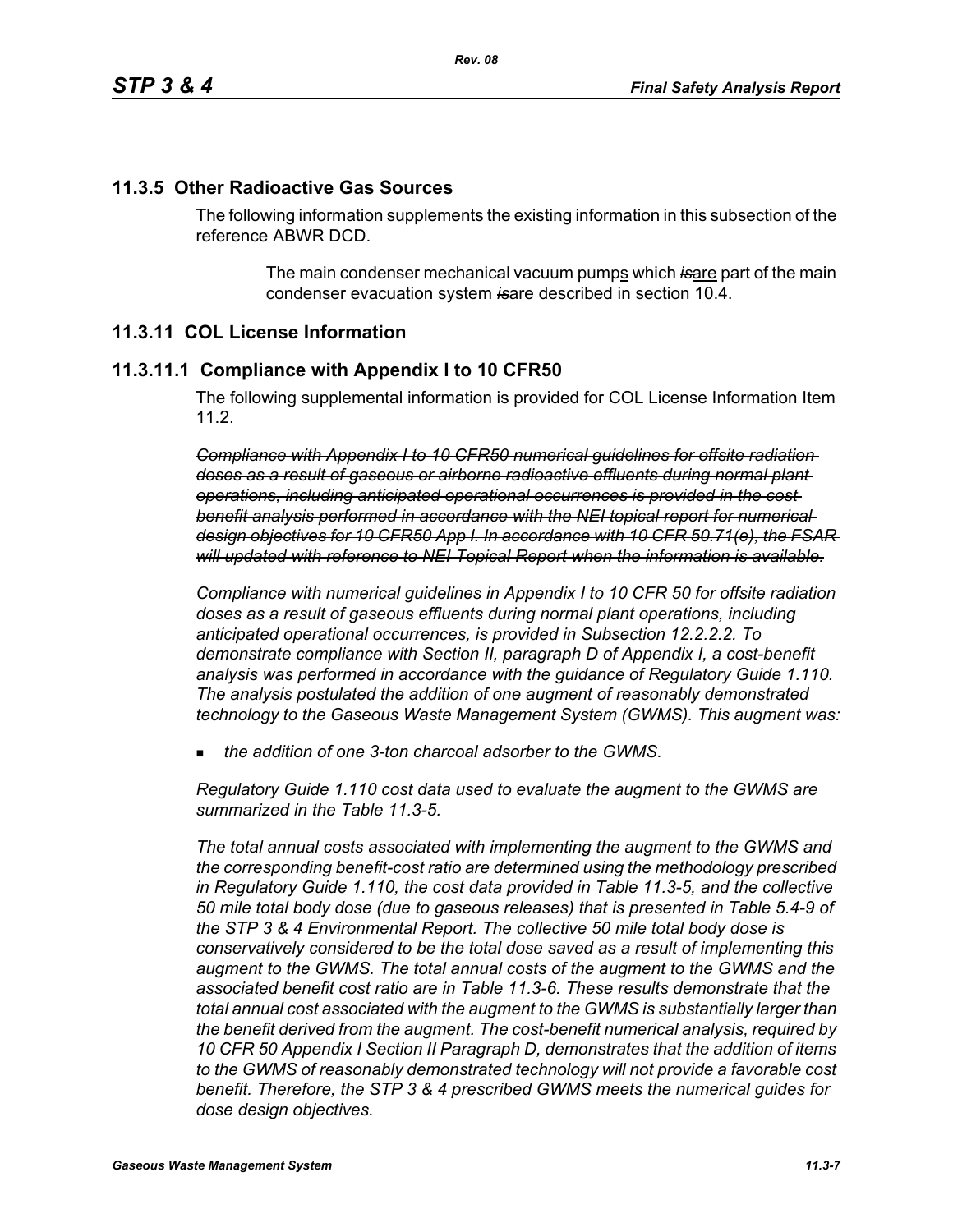## 11.3.5 Other Radioactive Gas Sources

The following information supplements the existing information in this subsection of the reference ABWR DCD.

> The main condenser mechanical vacuum pumps which ~~*is*~~are part of the main condenser evacuation system ~~*is*~~are described in section 10.4.

## 11.3.11 COL License Information

### 11.3.11.1 Compliance with Appendix I to 10 CFR50

The following supplemental information is provided for COL License Information Item 11.2.

~~*Compliance with Appendix I to 10 CFR50 numerical guidelines for offsite radiation doses as a result of gaseous or airborne radioactive effluents during normal plant operations, including anticipated operational occurrences is provided in the cost benefit analysis performed in accordance with the NEI topical report for numerical design objectives for 10 CFR50 App I. In accordance with 10 CFR 50.71(e), the FSAR will updated with reference to NEI Topical Report when the information is available.*~~

*Compliance with numerical guidelines in Appendix I to 10 CFR 50 for offsite radiation doses as a result of gaseous effluents during normal plant operations, including anticipated operational occurrences, is provided in Subsection 12.2.2.2. To demonstrate compliance with Section II, paragraph D of Appendix I, a cost-benefit analysis was performed in accordance with the guidance of Regulatory Guide 1.110. The analysis postulated the addition of one augment of reasonably demonstrated technology to the Gaseous Waste Management System (GWMS). This augment was:*

- *the addition of one 3-ton charcoal adsorber to the GWMS.*

*Regulatory Guide 1.110 cost data used to evaluate the augment to the GWMS are summarized in the Table 11.3-5.*

*The total annual costs associated with implementing the augment to the GWMS and the corresponding benefit-cost ratio are determined using the methodology prescribed in Regulatory Guide 1.110, the cost data provided in Table 11.3-5, and the collective 50 mile total body dose (due to gaseous releases) that is presented in Table 5.4-9 of the STP 3 & 4 Environmental Report. The collective 50 mile total body dose is conservatively considered to be the total dose saved as a result of implementing this augment to the GWMS. The total annual costs of the augment to the GWMS and the associated benefit cost ratio are in Table 11.3-6. These results demonstrate that the total annual cost associated with the augment to the GWMS is substantially larger than the benefit derived from the augment. The cost-benefit numerical analysis, required by 10 CFR 50 Appendix I Section II Paragraph D, demonstrates that the addition of items to the GWMS of reasonably demonstrated technology will not provide a favorable cost benefit. Therefore, the STP 3 & 4 prescribed GWMS meets the numerical guides for dose design objectives.*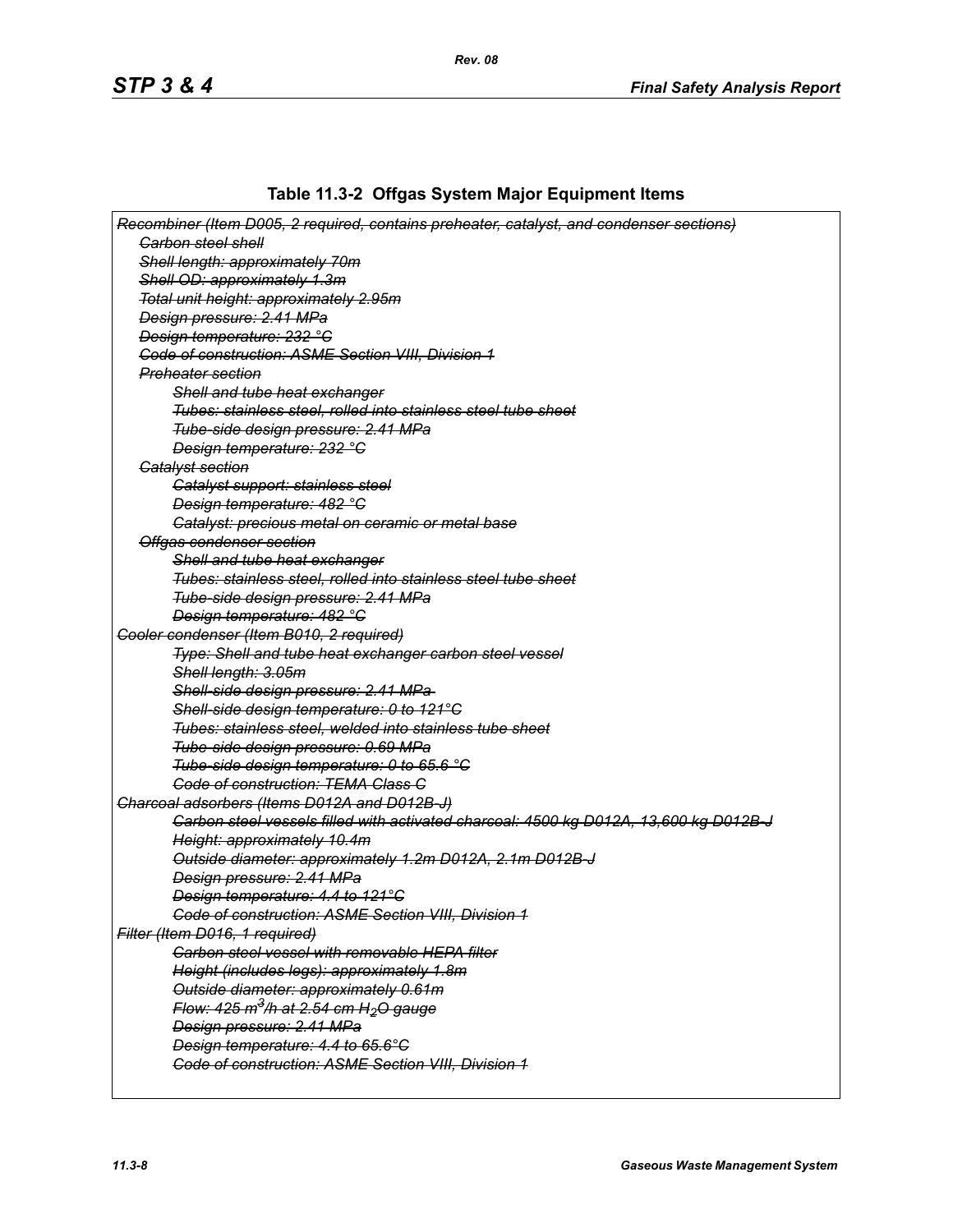## Table 11.3-2 Offgas System Major Equipment Items

~~*Recombiner (Item D005, 2 required, contains preheater, catalyst, and condenser sections)*~~

- ~~*Carbon steel shell*~~
- ~~*Shell length: approximately 70m*~~
- ~~*Shell OD: approximately 1.3m*~~
- ~~*Total unit height: approximately 2.95m*~~
- ~~*Design pressure: 2.41 MPa*~~
- ~~*Design temperature: 232 °C*~~
- ~~*Code of construction: ASME Section VIII, Division 1*~~
- ~~*Preheater section*~~
  - ~~*Shell and tube heat exchanger*~~
  - ~~*Tubes: stainless steel, rolled into stainless steel tube sheet*~~
  - ~~*Tube-side design pressure: 2.41 MPa*~~
  - ~~*Design temperature: 232 °C*~~
- ~~*Catalyst section*~~
  - ~~*Catalyst support: stainless steel*~~
  - ~~*Design temperature: 482 °C*~~
  - ~~*Catalyst: precious metal on ceramic or metal base*~~
- ~~*Offgas condenser section*~~
  - ~~*Shell and tube heat exchanger*~~
  - ~~*Tubes: stainless steel, rolled into stainless steel tube sheet*~~
  - ~~*Tube-side design pressure: 2.41 MPa*~~
  - ~~*Design temperature: 482 °C*~~

~~*Cooler condenser (Item B010, 2 required)*~~

- ~~*Type: Shell and tube heat exchanger carbon steel vessel*~~
- ~~*Shell length: 3.05m*~~
- ~~*Shell-side design pressure: 2.41 MPa*~~
- ~~*Shell-side design temperature: 0 to 121°C*~~
- ~~*Tubes: stainless steel, welded into stainless tube sheet*~~
- ~~*Tube-side design pressure: 0.69 MPa*~~
- ~~*Tube-side design temperature: 0 to 65.6 °C*~~
- ~~*Code of construction: TEMA Class C*~~

~~*Charcoal adsorbers (Items D012A and D012B-J)*~~

- ~~*Carbon steel vessels filled with activated charcoal: 4500 kg D012A, 13,600 kg D012B-J*~~
- ~~*Height: approximately 10.4m*~~
- ~~*Outside diameter: approximately 1.2m D012A, 2.1m D012B-J*~~
- ~~*Design pressure: 2.41 MPa*~~
- ~~*Design temperature: 4.4 to 121°C*~~
- ~~*Code of construction: ASME Section VIII, Division 1*~~

~~*Filter (Item D016, 1 required)*~~

- ~~*Carbon steel vessel with removable HEPA filter*~~
- ~~*Height (includes legs): approximately 1.8m*~~
- ~~*Outside diameter: approximately 0.61m*~~
- ~~*Flow: 425 $m^3$/h at 2.54 cm $H_2O$ gauge*~~
- ~~*Design pressure: 2.41 MPa*~~
- ~~*Design temperature: 4.4 to 65.6°C*~~
- ~~*Code of construction: ASME Section VIII, Division 1*~~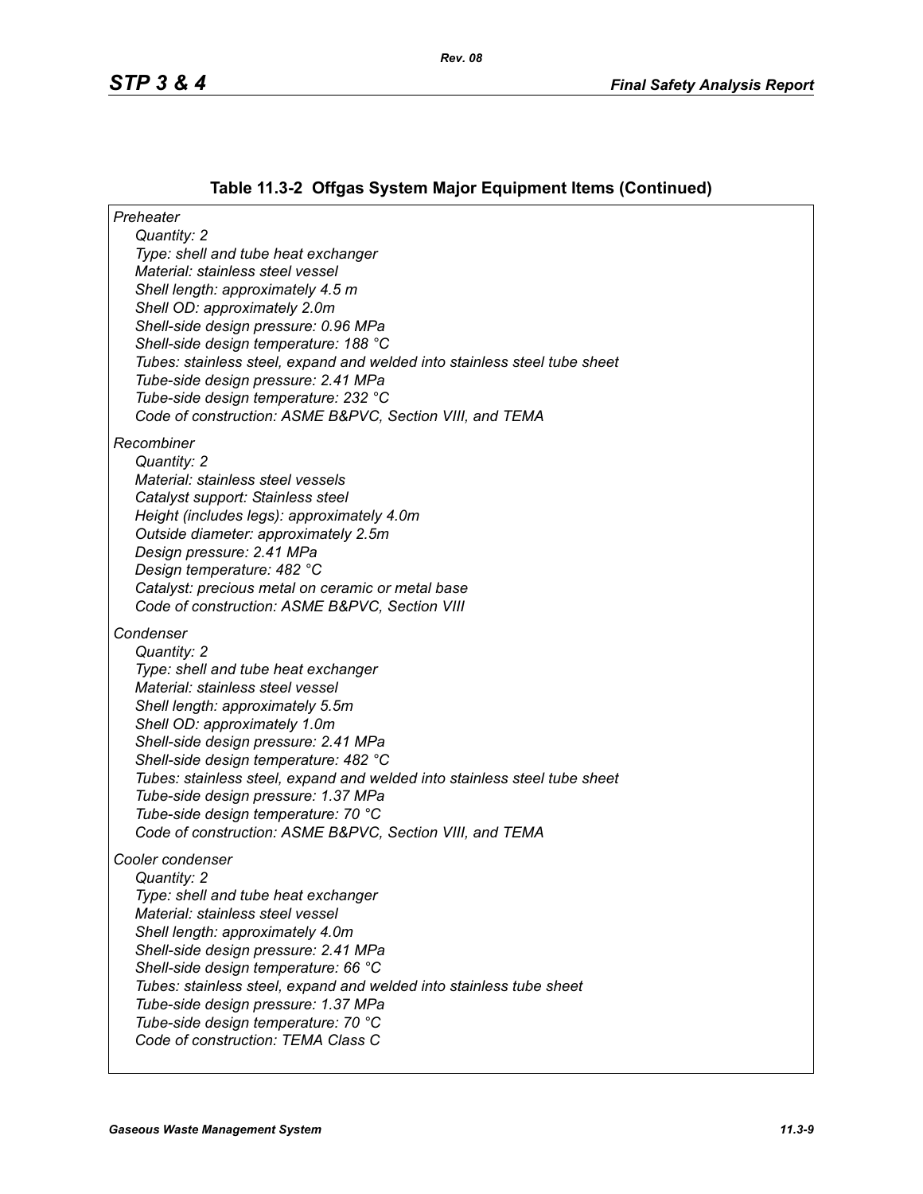## Table 11.3-2 Offgas System Major Equipment Items (Continued)

*Preheater*

*Quantity: 2*
*Type: shell and tube heat exchanger*
*Material: stainless steel vessel*
*Shell length: approximately 4.5 m*
*Shell OD: approximately 2.0m*
*Shell-side design pressure: 0.96 MPa*
*Shell-side design temperature: 188 °C*
*Tubes: stainless steel, expand and welded into stainless steel tube sheet*
*Tube-side design pressure: 2.41 MPa*
*Tube-side design temperature: 232 °C*
*Code of construction: ASME B&PVC, Section VIII, and TEMA*

*Recombiner*

*Quantity: 2*
*Material: stainless steel vessels*
*Catalyst support: Stainless steel*
*Height (includes legs): approximately 4.0m*
*Outside diameter: approximately 2.5m*
*Design pressure: 2.41 MPa*
*Design temperature: 482 °C*
*Catalyst: precious metal on ceramic or metal base*
*Code of construction: ASME B&PVC, Section VIII*

*Condenser*

*Quantity: 2*
*Type: shell and tube heat exchanger*
*Material: stainless steel vessel*
*Shell length: approximately 5.5m*
*Shell OD: approximately 1.0m*
*Shell-side design pressure: 2.41 MPa*
*Shell-side design temperature: 482 °C*
*Tubes: stainless steel, expand and welded into stainless steel tube sheet*
*Tube-side design pressure: 1.37 MPa*
*Tube-side design temperature: 70 °C*
*Code of construction: ASME B&PVC, Section VIII, and TEMA*

*Cooler condenser*

*Quantity: 2*
*Type: shell and tube heat exchanger*
*Material: stainless steel vessel*
*Shell length: approximately 4.0m*
*Shell-side design pressure: 2.41 MPa*
*Shell-side design temperature: 66 °C*
*Tubes: stainless steel, expand and welded into stainless tube sheet*
*Tube-side design pressure: 1.37 MPa*
*Tube-side design temperature: 70 °C*
*Code of construction: TEMA Class C*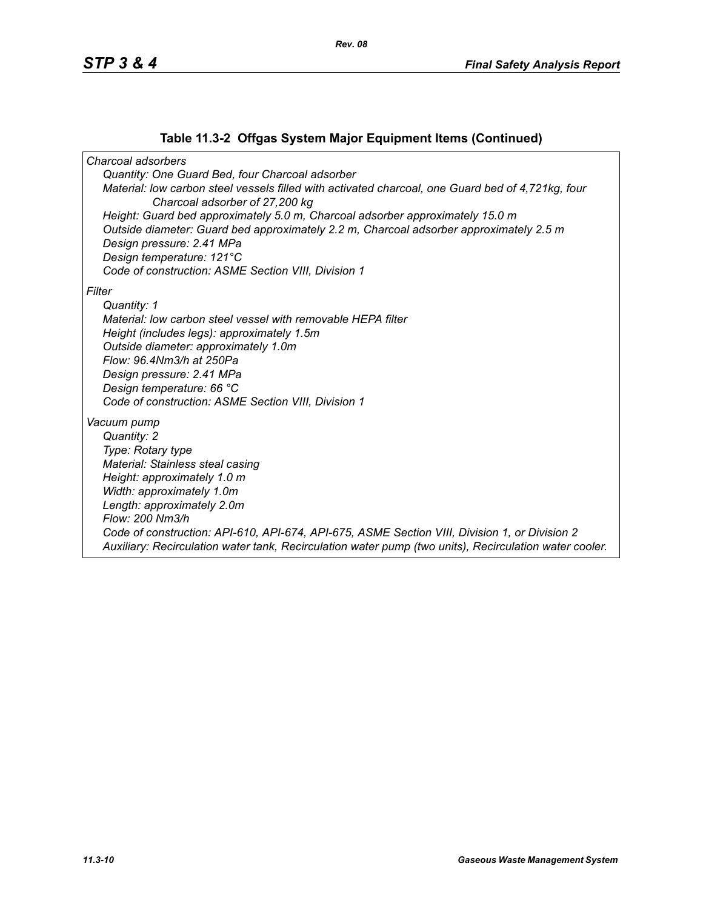## Table 11.3-2 Offgas System Major Equipment Items (Continued)

*Charcoal adsorbers*

*Quantity: One Guard Bed, four Charcoal adsorber*

*Material: low carbon steel vessels filled with activated charcoal, one Guard bed of 4,721kg, four Charcoal adsorber of 27,200 kg*

*Height: Guard bed approximately 5.0 m, Charcoal adsorber approximately 15.0 m*

*Outside diameter: Guard bed approximately 2.2 m, Charcoal adsorber approximately 2.5 m*

*Design pressure: 2.41 MPa*

*Design temperature: 121°C*

*Code of construction: ASME Section VIII, Division 1*

*Filter*

*Quantity: 1*

*Material: low carbon steel vessel with removable HEPA filter*

*Height (includes legs): approximately 1.5m*

*Outside diameter: approximately 1.0m*

*Flow: 96.4Nm3/h at 250Pa*

*Design pressure: 2.41 MPa*

*Design temperature: 66 °C*

*Code of construction: ASME Section VIII, Division 1*

*Vacuum pump*

*Quantity: 2*

*Type: Rotary type*

*Material: Stainless steal casing*

*Height: approximately 1.0 m*

*Width: approximately 1.0m*

*Length: approximately 2.0m*

*Flow: 200 Nm3/h*

*Code of construction: API-610, API-674, API-675, ASME Section VIII, Division 1, or Division 2*

*Auxiliary: Recirculation water tank, Recirculation water pump (two units), Recirculation water cooler.*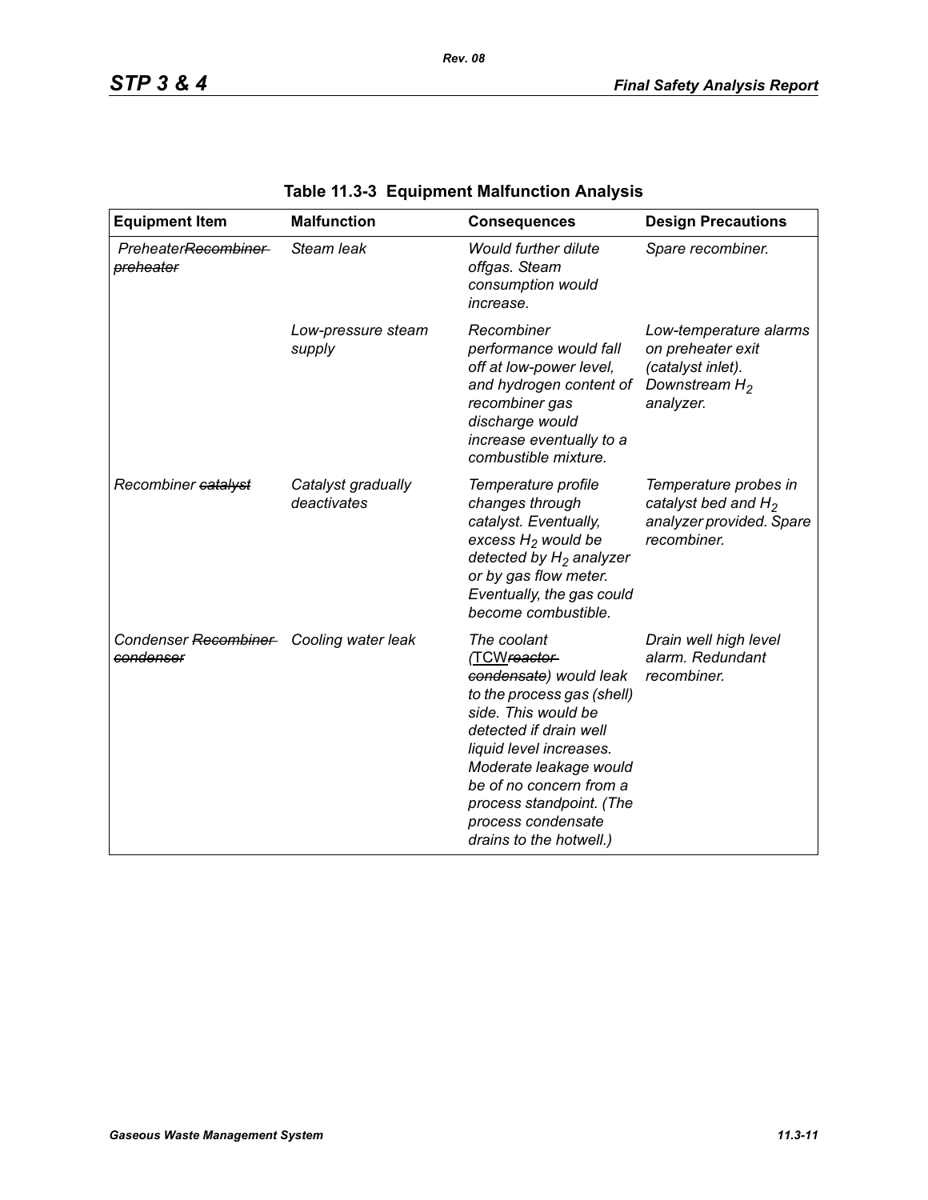**Table 11.3-3 Equipment Malfunction Analysis**

| Equipment Item | Malfunction | Consequences | Design Precautions |
|---|---|---|---|
| Preheater~~Recombiner preheater~~ | *Steam leak* | *Would further dilute offgas. Steam consumption would increase.* | *Spare recombiner.* |
| | *Low-pressure steam supply* | *Recombiner performance would fall off at low-power level, and hydrogen content of recombiner gas discharge would increase eventually to a combustible mixture.* | *Low-temperature alarms on preheater exit (catalyst inlet). Downstream $H_2$ analyzer.* |
| *Recombiner ~~catalyst~~* | *Catalyst gradually deactivates* | *Temperature profile changes through catalyst. Eventually, excess $H_2$ would be detected by $H_2$ analyzer or by gas flow meter. Eventually, the gas could become combustible.* | *Temperature probes in catalyst bed and $H_2$ analyzer provided. Spare recombiner.* |
| *Condenser ~~Recombiner condenser~~* | *Cooling water leak* | *The coolant (TCW~~reactor condensate~~) would leak to the process gas (shell) side. This would be detected if drain well liquid level increases. Moderate leakage would be of no concern from a process standpoint. (The process condensate drains to the hotwell.)* | *Drain well high level alarm. Redundant recombiner.* |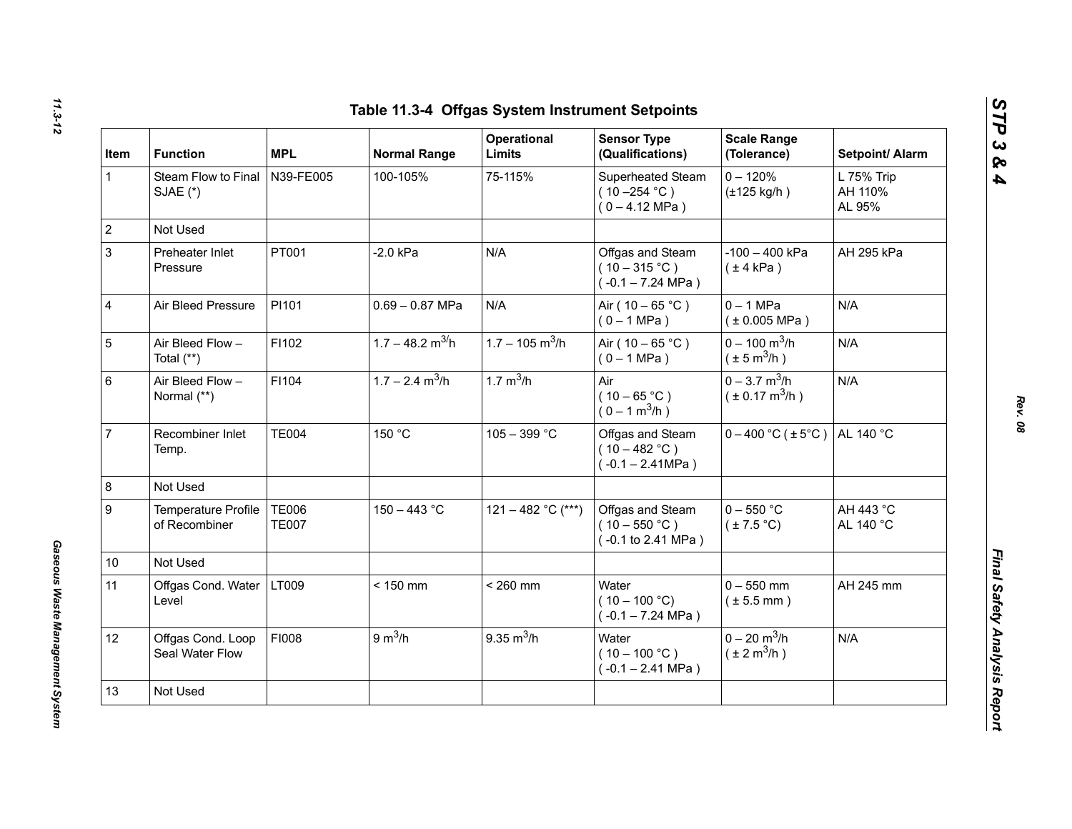## Table 11.3-4 Offgas System Instrument Setpoints

| Item | Function | MPL | Normal Range | Operational Limits | Sensor Type (Qualifications) | Scale Range (Tolerance) | Setpoint/ Alarm |
|---|---|---|---|---|---|---|---|
| 1 | Steam Flow to Final SJAE (*) | N39-FE005 | 100-105% | 75-115% | Superheated Steam ( 10 –254 °C ) ( 0 – 4.12 MPa ) | 0 – 120% (±125 kg/h ) | L 75% Trip AH 110% AL 95% |
| 2 | Not Used | | | | | | |
| 3 | Preheater Inlet Pressure | PT001 | -2.0 kPa | N/A | Offgas and Steam ( 10 – 315 °C ) ( -0.1 – 7.24 MPa ) | -100 – 400 kPa ( ± 4 kPa ) | AH 295 kPa |
| 4 | Air Bleed Pressure | PI101 | 0.69 – 0.87 MPa | N/A | Air ( 10 – 65 °C ) ( 0 – 1 MPa ) | 0 – 1 MPa ( ± 0.005 MPa ) | N/A |
| 5 | Air Bleed Flow – Total (**) | FI102 | 1.7 – 48.2 $m^3$/h | 1.7 – 105 $m^3$/h | Air ( 10 – 65 °C ) ( 0 – 1 MPa ) | 0 – 100 $m^3$/h ( ± 5 $m^3$/h ) | N/A |
| 6 | Air Bleed Flow – Normal (**) | FI104 | 1.7 – 2.4 $m^3$/h | 1.7 $m^3$/h | Air ( 10 – 65 °C ) ( 0 – 1 $m^3$/h ) | 0 – 3.7 $m^3$/h ( ± 0.17 $m^3$/h ) | N/A |
| 7 | Recombiner Inlet Temp. | TE004 | 150 °C | 105 – 399 °C | Offgas and Steam ( 10 – 482 °C ) ( -0.1 – 2.41MPa ) | 0 – 400 °C ( ± 5°C ) | AL 140 °C |
| 8 | Not Used | | | | | | |
| 9 | Temperature Profile of Recombiner | TE006 TE007 | 150 – 443 °C | 121 – 482 °C (***) | Offgas and Steam ( 10 – 550 °C ) ( -0.1 to 2.41 MPa ) | 0 – 550 °C ( ± 7.5 °C) | AH 443 °C AL 140 °C |
| 10 | Not Used | | | | | | |
| 11 | Offgas Cond. Water Level | LT009 | < 150 mm | < 260 mm | Water ( 10 – 100 °C) ( -0.1 – 7.24 MPa ) | 0 – 550 mm ( ± 5.5 mm ) | AH 245 mm |
| 12 | Offgas Cond. Loop Seal Water Flow | FI008 | 9 $m^3$/h | 9.35 $m^3$/h | Water ( 10 – 100 °C ) ( -0.1 – 2.41 MPa ) | 0 – 20 $m^3$/h ( ± 2 $m^3$/h ) | N/A |
| 13 | Not Used | | | | | | |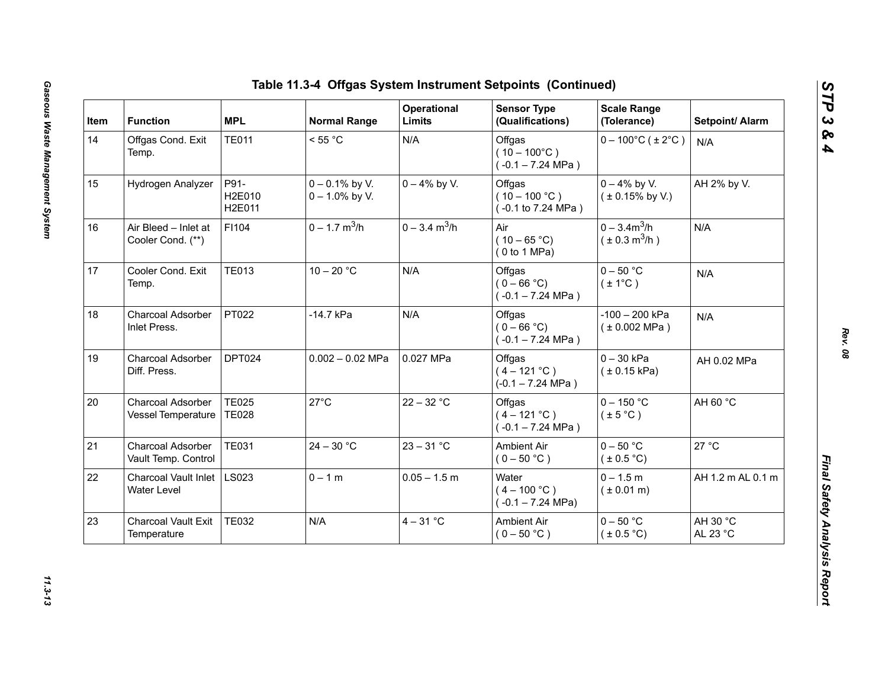# Table 11.3-4 Offgas System Instrument Setpoints (Continued)

| Item | Function | MPL | Normal Range | Operational Limits | Sensor Type (Qualifications) | Scale Range (Tolerance) | Setpoint/ Alarm |
|---|---|---|---|---|---|---|---|
| 14 | Offgas Cond. Exit Temp. | TE011 | < 55 °C | N/A | Offgas ( 10 – 100°C ) ( -0.1 – 7.24 MPa ) | 0 – 100°C ( ± 2°C ) | N/A |
| 15 | Hydrogen Analyzer | P91- H2E010 H2E011 | 0 – 0.1% by V. 0 – 1.0% by V. | 0 – 4% by V. | Offgas ( 10 – 100 °C ) ( -0.1 to 7.24 MPa ) | 0 – 4% by V. ( ± 0.15% by V.) | AH 2% by V. |
| 16 | Air Bleed – Inlet at Cooler Cond. (**) | FI104 | 0 – 1.7 $m^3$/h | 0 – 3.4 $m^3$/h | Air ( 10 – 65 °C) ( 0 to 1 MPa) | 0 – 3.4$m^3$/h ( ± 0.3 $m^3$/h ) | N/A |
| 17 | Cooler Cond. Exit Temp. | TE013 | 10 – 20 °C | N/A | Offgas ( 0 – 66 °C) ( -0.1 – 7.24 MPa ) | 0 – 50 °C ( ± 1°C ) | N/A |
| 18 | Charcoal Adsorber Inlet Press. | PT022 | -14.7 kPa | N/A | Offgas ( 0 – 66 °C) ( -0.1 – 7.24 MPa ) | -100 – 200 kPa ( ± 0.002 MPa ) | N/A |
| 19 | Charcoal Adsorber Diff. Press. | DPT024 | 0.002 – 0.02 MPa | 0.027 MPa | Offgas ( 4 – 121 °C ) (-0.1 – 7.24 MPa ) | 0 – 30 kPa ( ± 0.15 kPa) | AH 0.02 MPa |
| 20 | Charcoal Adsorber Vessel Temperature | TE025 TE028 | 27°C | 22 – 32 °C | Offgas ( 4 – 121 °C ) ( -0.1 – 7.24 MPa ) | 0 – 150 °C ( ± 5 °C ) | AH 60 °C |
| 21 | Charcoal Adsorber Vault Temp. Control | TE031 | 24 – 30 °C | 23 – 31 °C | Ambient Air ( 0 – 50 °C ) | 0 – 50 °C ( ± 0.5 °C) | 27 °C |
| 22 | Charcoal Vault Inlet Water Level | LS023 | 0 – 1 m | 0.05 – 1.5 m | Water ( 4 – 100 °C ) ( -0.1 – 7.24 MPa) | 0 – 1.5 m ( ± 0.01 m) | AH 1.2 m AL 0.1 m |
| 23 | Charcoal Vault Exit Temperature | TE032 | N/A | 4 – 31 °C | Ambient Air ( 0 – 50 °C ) | 0 – 50 °C ( ± 0.5 °C) | AH 30 °C AL 23 °C |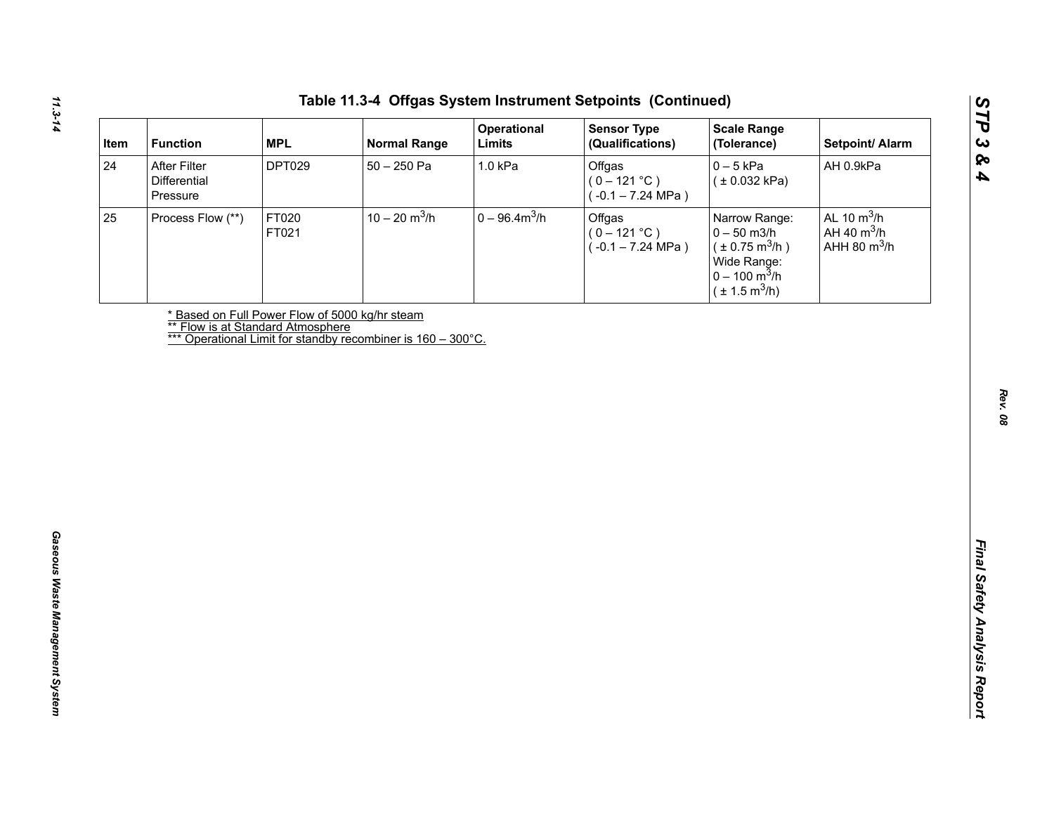# Table 11.3-4 Offgas System Instrument Setpoints (Continued)

| Item | Function | MPL | Normal Range | Operational Limits | Sensor Type (Qualifications) | Scale Range (Tolerance) | Setpoint/ Alarm |
|---|---|---|---|---|---|---|---|
| 24 | After Filter Differential Pressure | DPT029 | 50 – 250 Pa | 1.0 kPa | Offgas ( 0 – 121 °C ) ( -0.1 – 7.24 MPa ) | 0 – 5 kPa ( ± 0.032 kPa) | AH 0.9kPa |
| 25 | Process Flow (**) | FT020 FT021 | 10 – 20 $m^3$/h | 0 – 96.4$m^3$/h | Offgas ( 0 – 121 °C ) ( -0.1 – 7.24 MPa ) | Narrow Range: 0 – 50 m3/h ( ± 0.75 $m^3$/h ) Wide Range: 0 – 100 $m^3$/h ( ± 1.5 $m^3$/h) | AL 10 $m^3$/h AH 40 $m^3$/h AHH 80 $m^3$/h |

* Based on Full Power Flow of 5000 kg/hr steam
** Flow is at Standard Atmosphere
*** Operational Limit for standby recombiner is 160 – 300°C.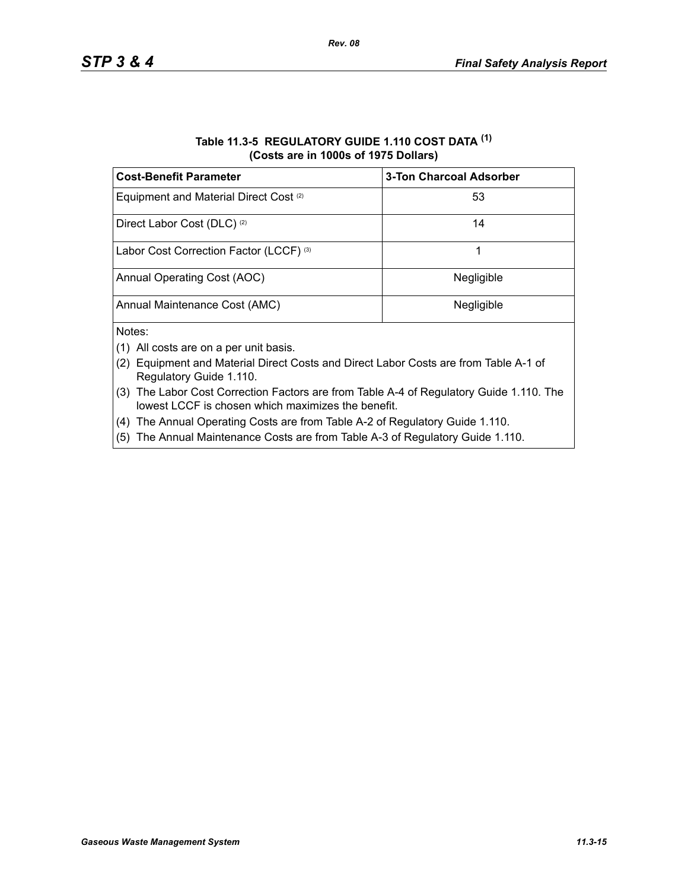**Table 11.3-5 REGULATORY GUIDE 1.110 COST DATA [(1)]**
**(Costs are in 1000s of 1975 Dollars)**

| Cost-Benefit Parameter | 3-Ton Charcoal Adsorber |
|---|---|
| Equipment and Material Direct Cost [(2)] | 53 |
| Direct Labor Cost (DLC) [(2)] | 14 |
| Labor Cost Correction Factor (LCCF) [(3)] | 1 |
| Annual Operating Cost (AOC) | Negligible |
| Annual Maintenance Cost (AMC) | Negligible |

Notes:

(1) All costs are on a per unit basis.

(2) Equipment and Material Direct Costs and Direct Labor Costs are from Table A-1 of Regulatory Guide 1.110.

(3) The Labor Cost Correction Factors are from Table A-4 of Regulatory Guide 1.110. The lowest LCCF is chosen which maximizes the benefit.

(4) The Annual Operating Costs are from Table A-2 of Regulatory Guide 1.110.

(5) The Annual Maintenance Costs are from Table A-3 of Regulatory Guide 1.110.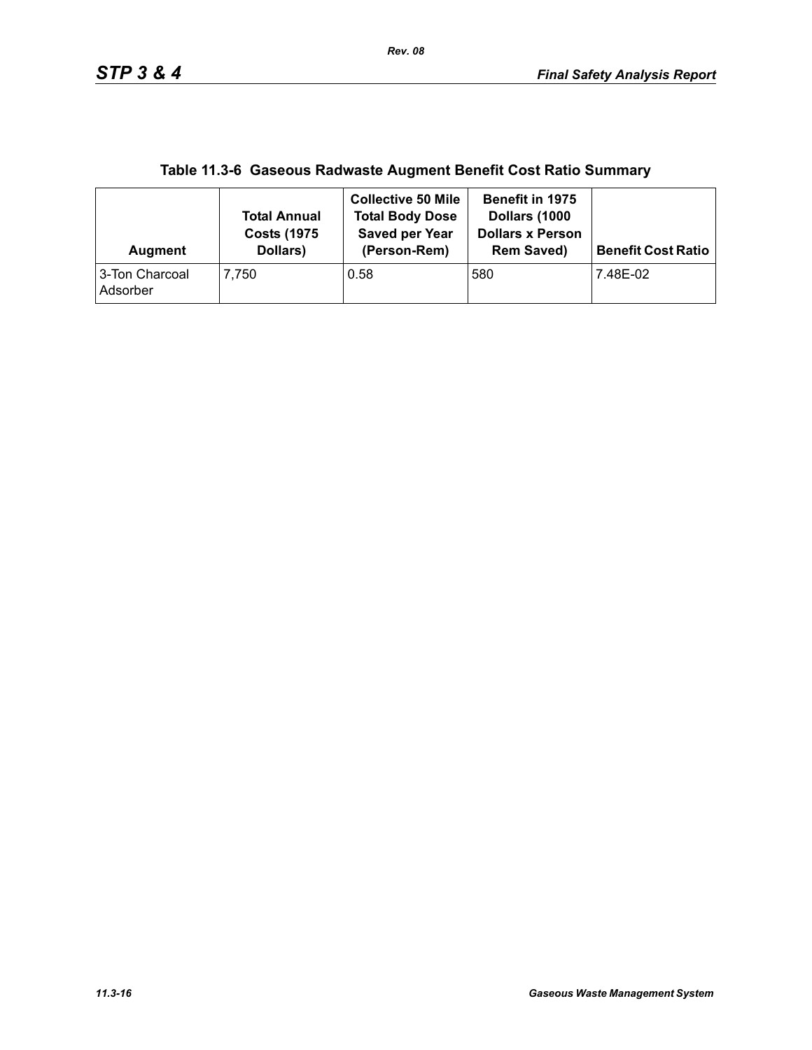**Table 11.3-6 Gaseous Radwaste Augment Benefit Cost Ratio Summary**

| Augment | Total Annual Costs (1975 Dollars) | Collective 50 Mile Total Body Dose Saved per Year (Person-Rem) | Benefit in 1975 Dollars (1000 Dollars x Person Rem Saved) | Benefit Cost Ratio |
|---|---|---|---|---|
| 3-Ton Charcoal Adsorber | 7,750 | 0.58 | 580 | 7.48E-02 |